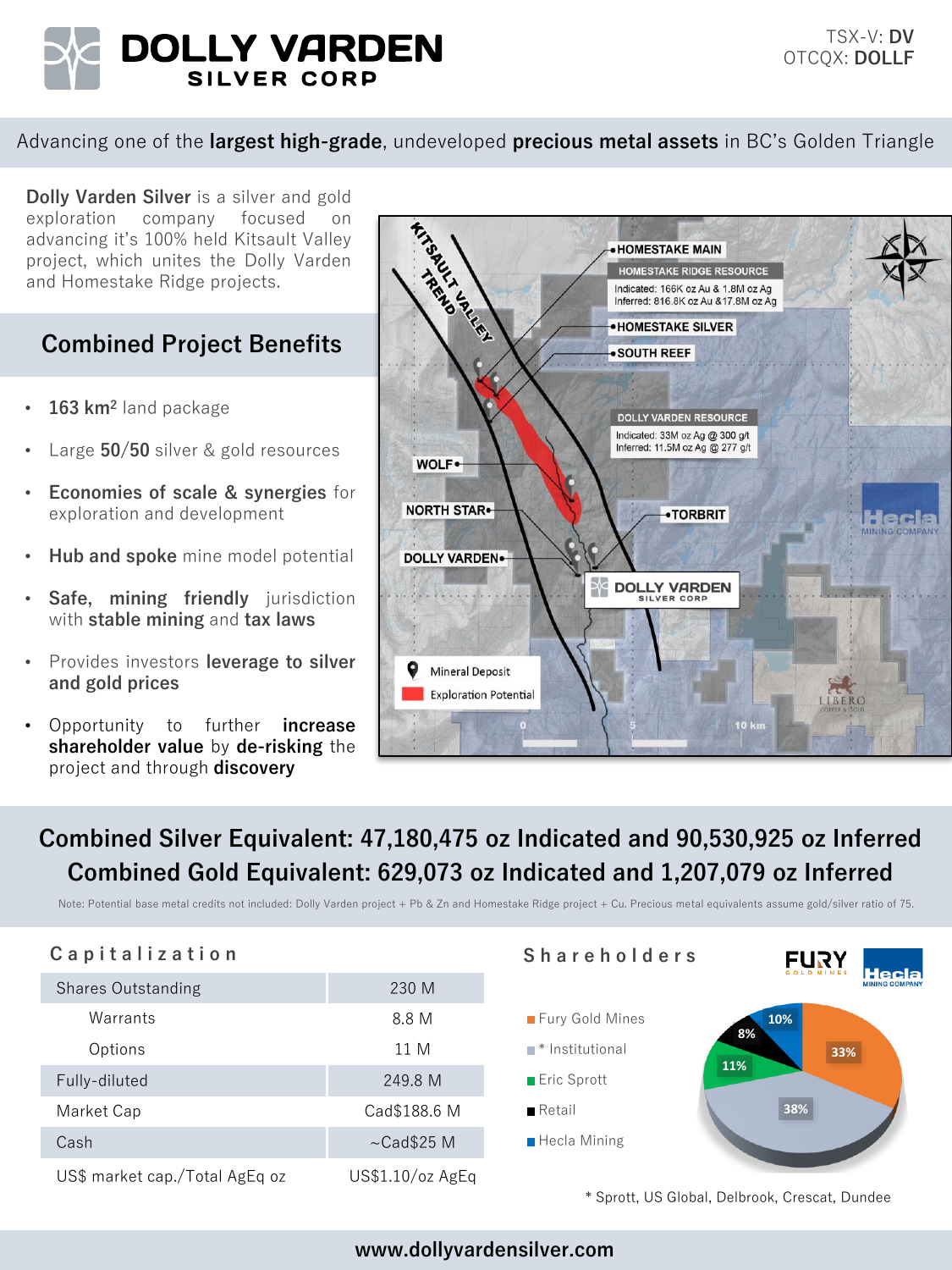# DOLLY VARDEN SILVER CORP

TSX-V: **DV**
OTCQX: **DOLLF**

Advancing one of the **largest high-grade**, undeveloped **precious metal assets** in BC's Golden Triangle

**Dolly Varden Silver** is a silver and gold exploration company focused on advancing it's 100% held Kitsault Valley project, which unites the Dolly Varden and Homestake Ridge projects.

## Combined Project Benefits

- **163 km$^2$** land package
- Large **50/50** silver & gold resources
- **Economies of scale & synergies** for exploration and development
- **Hub and spoke** mine model potential
- **Safe, mining friendly** jurisdiction with **stable mining** and **tax laws**
- Provides investors **leverage to silver and gold prices**
- Opportunity to further **increase shareholder value** by **de-risking** the project and through **discovery**

KITSAULT VALLEY TREND

HOMESTAKE MAIN

HOMESTAKE RIDGE RESOURCE
Indicated: 166K oz Au & 1.8M oz Ag
Inferred: 816.8K oz Au & 17.8M oz Ag

HOMESTAKE SILVER

SOUTH REEF

DOLLY VARDEN RESOURCE
Indicated: 33M oz Ag @ 300 g/t
Inferred: 11.5M oz Ag @ 277 g/t

WOLF

NORTH STAR

TORBRIT

DOLLY VARDEN

Mineral Deposit
Exploration Potential

0 5 10 km

## Combined Silver Equivalent: 47,180,475 oz Indicated and 90,530,925 oz Inferred
## Combined Gold Equivalent: 629,073 oz Indicated and 1,207,079 oz Inferred

Note: Potential base metal credits not included: Dolly Varden project + Pb & Zn and Homestake Ridge project + Cu. Precious metal equivalents assume gold/silver ratio of 75.

### Capitalization

| | |
|---|---|
| Shares Outstanding | 230 M |
| Warrants | 8.8 M |
| Options | 11 M |
| Fully-diluted | 249.8 M |
| Market Cap | Cad$188.6 M |
| Cash | ~Cad$25 M |
| US$ market cap./Total AgEq oz | US$1.10/oz AgEq |

### Shareholders

Fury Gold Mines
\* Institutional
Eric Sprott
Retail
Hecla Mining

33%
38%
11%
8%
10%

\* Sprott, US Global, Delbrook, Crescat, Dundee

www.dollyvardensilver.com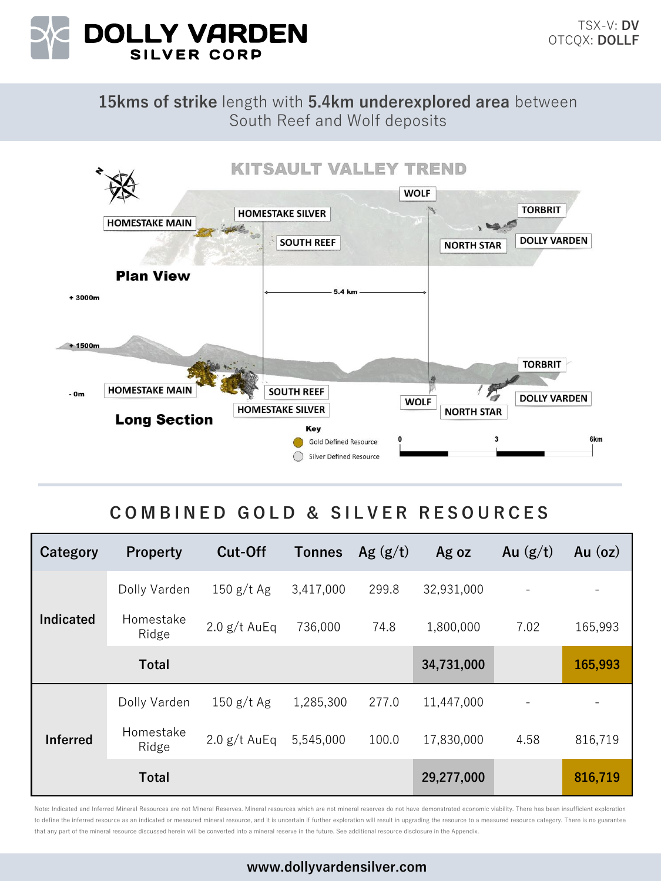# DOLLY VARDEN SILVER CORP

TSX-V: **DV**
OTCQX: **DOLLF**

**15kms of strike** length with **5.4km underexplored area** between South Reef and Wolf deposits

KITSAULT VALLEY TREND

Plan View

HOMESTAKE MAIN
HOMESTAKE SILVER
SOUTH REEF
WOLF
NORTH STAR
TORBRIT
DOLLY VARDEN

5.4 km

+ 3000m
+ 1500m
- 0m

Long Section

HOMESTAKE MAIN
SOUTH REEF
HOMESTAKE SILVER
WOLF
NORTH STAR
TORBRIT
DOLLY VARDEN

Key
Gold Defined Resource
Silver Defined Resource

0 3 6km

## COMBINED GOLD & SILVER RESOURCES

| Category | Property | Cut-Off | Tonnes | Ag (g/t) | Ag oz | Au (g/t) | Au (oz) |
|---|---|---|---|---|---|---|---|
| Indicated | Dolly Varden | 150 g/t Ag | 3,417,000 | 299.8 | 32,931,000 | - | - |
| | Homestake Ridge | 2.0 g/t AuEq | 736,000 | 74.8 | 1,800,000 | 7.02 | 165,993 |
| | **Total** | | | | **34,731,000** | | **165,993** |
| Inferred | Dolly Varden | 150 g/t Ag | 1,285,300 | 277.0 | 11,447,000 | - | - |
| | Homestake Ridge | 2.0 g/t AuEq | 5,545,000 | 100.0 | 17,830,000 | 4.58 | 816,719 |
| | **Total** | | | | **29,277,000** | | **816,719** |

Note: Indicated and Inferred Mineral Resources are not Mineral Reserves. Mineral resources which are not mineral reserves do not have demonstrated economic viability. There has been insufficient exploration to define the inferred resource as an indicated or measured mineral resource, and it is uncertain if further exploration will result in upgrading the resource to a measured resource category. There is no guarantee that any part of the mineral resource discussed herein will be converted into a mineral reserve in the future. See additional resource disclosure in the Appendix.

www.dollyvardensilver.com